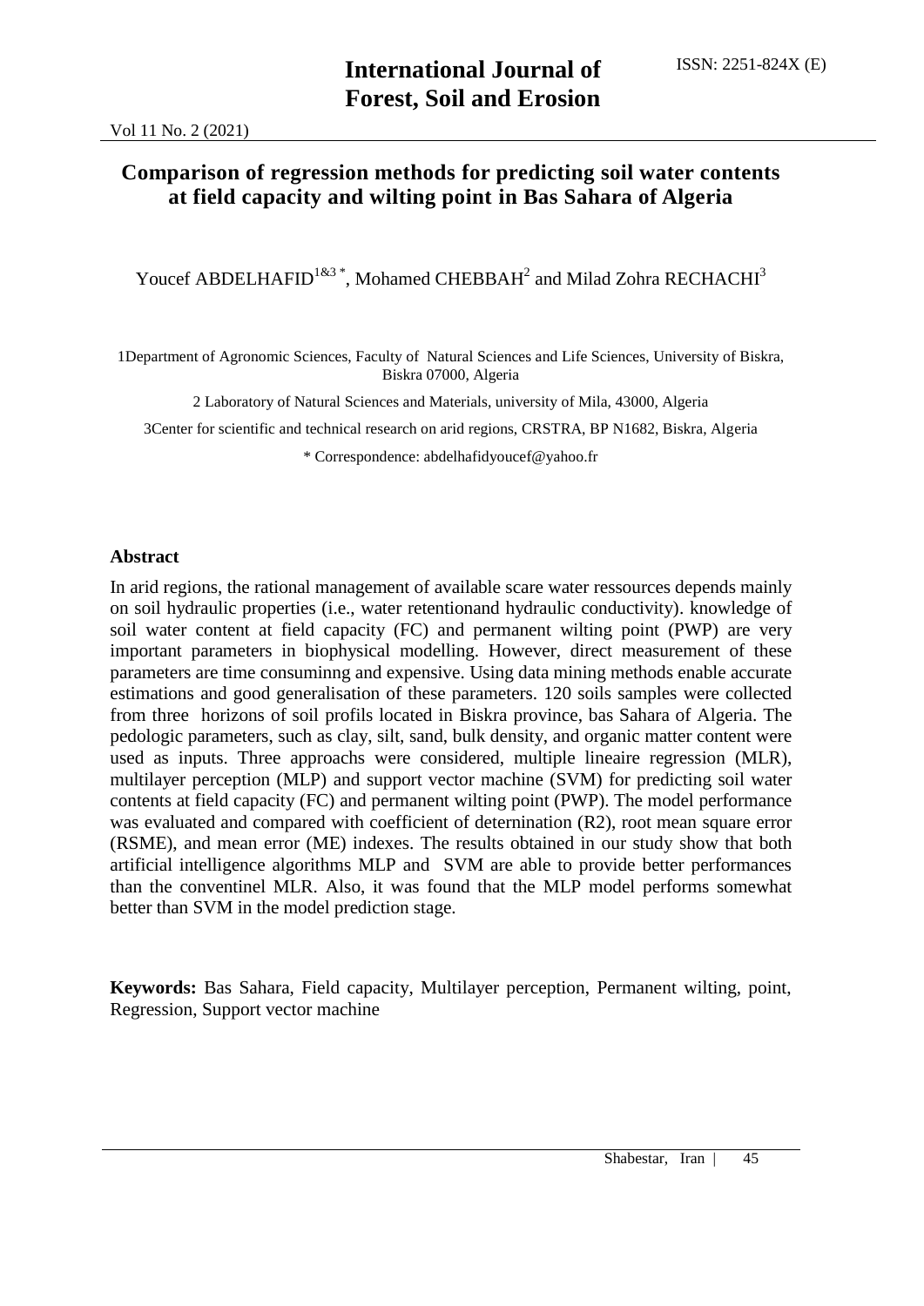# International Journal of Forest, Soil and Erosion

ISSN: 2251-824X (E)

Vol 11 No. 2 (2021)

## Comparison of regression methods for predicting soil water contents at field capacity and wilting point in Bas Sahara of Algeria

Youcef ABDELHAFID[1&3 *], Mohamed CHEBBAH[2] and Milad Zohra RECHACHI[3]

1Department of Agronomic Sciences, Faculty of Natural Sciences and Life Sciences, University of Biskra, Biskra 07000, Algeria

2 Laboratory of Natural Sciences and Materials, university of Mila, 43000, Algeria

3Center for scientific and technical research on arid regions, CRSTRA, BP N1682, Biskra, Algeria

* Correspondence: abdelhafidyoucef@yahoo.fr

### Abstract

In arid regions, the rational management of available scare water ressources depends mainly on soil hydraulic properties (i.e., water retentionand hydraulic conductivity). knowledge of soil water content at field capacity (FC) and permanent wilting point (PWP) are very important parameters in biophysical modelling. However, direct measurement of these parameters are time consuminng and expensive. Using data mining methods enable accurate estimations and good generalisation of these parameters. 120 soils samples were collected from three horizons of soil profils located in Biskra province, bas Sahara of Algeria. The pedologic parameters, such as clay, silt, sand, bulk density, and organic matter content were used as inputs. Three approachs were considered, multiple lineaire regression (MLR), multilayer perception (MLP) and support vector machine (SVM) for predicting soil water contents at field capacity (FC) and permanent wilting point (PWP). The model performance was evaluated and compared with coefficient of determination (R2), root mean square error (RSME), and mean error (ME) indexes. The results obtained in our study show that both artificial intelligence algorithms MLP and SVM are able to provide better performances than the conventinel MLR. Also, it was found that the MLP model performs somewhat better than SVM in the model prediction stage.

**Keywords:** Bas Sahara, Field capacity, Multilayer perception, Permanent wilting, point, Regression, Support vector machine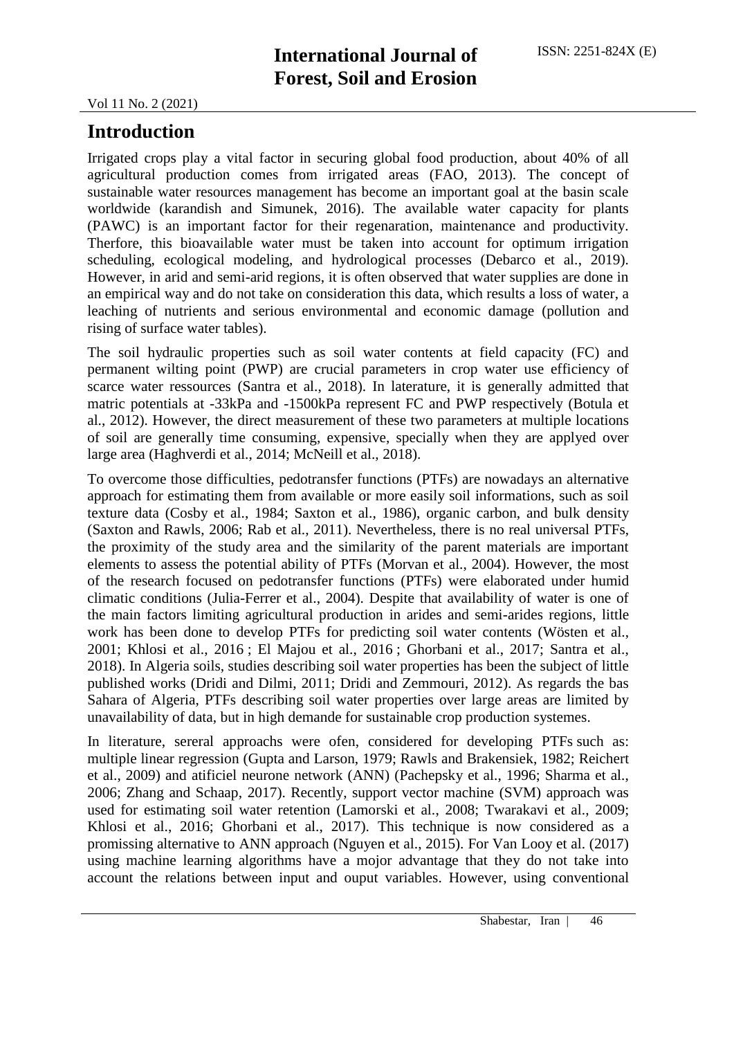## Introduction

Irrigated crops play a vital factor in securing global food production, about 40% of all agricultural production comes from irrigated areas (FAO, 2013). The concept of sustainable water resources management has become an important goal at the basin scale worldwide (karandish and Simunek, 2016). The available water capacity for plants (PAWC) is an important factor for their regenaration, maintenance and productivity. Therfore, this bioavailable water must be taken into account for optimum irrigation scheduling, ecological modeling, and hydrological processes (Debarco et al., 2019). However, in arid and semi-arid regions, it is often observed that water supplies are done in an empirical way and do not take on consideration this data, which results a loss of water, a leaching of nutrients and serious environmental and economic damage (pollution and rising of surface water tables).

The soil hydraulic properties such as soil water contents at field capacity (FC) and permanent wilting point (PWP) are crucial parameters in crop water use efficiency of scarce water ressources (Santra et al., 2018). In laterature, it is generally admitted that matric potentials at -33kPa and -1500kPa represent FC and PWP respectively (Botula et al., 2012). However, the direct measurement of these two parameters at multiple locations of soil are generally time consuming, expensive, specially when they are applyed over large area (Haghverdi et al., 2014; McNeill et al., 2018).

To overcome those difficulties, pedotransfer functions (PTFs) are nowadays an alternative approach for estimating them from available or more easily soil informations, such as soil texture data (Cosby et al., 1984; Saxton et al., 1986), organic carbon, and bulk density (Saxton and Rawls, 2006; Rab et al., 2011). Nevertheless, there is no real universal PTFs, the proximity of the study area and the similarity of the parent materials are important elements to assess the potential ability of PTFs (Morvan et al., 2004). However, the most of the research focused on pedotransfer functions (PTFs) were elaborated under humid climatic conditions (Julia-Ferrer et al., 2004). Despite that availability of water is one of the main factors limiting agricultural production in arides and semi-arides regions, little work has been done to develop PTFs for predicting soil water contents (Wösten et al., 2001; Khlosi et al., 2016 ; El Majou et al., 2016 ; Ghorbani et al., 2017; Santra et al., 2018). In Algeria soils, studies describing soil water properties has been the subject of little published works (Dridi and Dilmi, 2011; Dridi and Zemmouri, 2012). As regards the bas Sahara of Algeria, PTFs describing soil water properties over large areas are limited by unavailability of data, but in high demande for sustainable crop production systemes.

In literature, sereral approachs were ofen, considered for developing PTFs such as: multiple linear regression (Gupta and Larson, 1979; Rawls and Brakensiek, 1982; Reichert et al., 2009) and atificiel neurone network (ANN) (Pachepsky et al., 1996; Sharma et al., 2006; Zhang and Schaap, 2017). Recently, support vector machine (SVM) approach was used for estimating soil water retention (Lamorski et al., 2008; Twarakavi et al., 2009; Khlosi et al., 2016; Ghorbani et al., 2017). This technique is now considered as a promissing alternative to ANN approach (Nguyen et al., 2015). For Van Looy et al. (2017) using machine learning algorithms have a mojor advantage that they do not take into account the relations between input and ouput variables. However, using conventional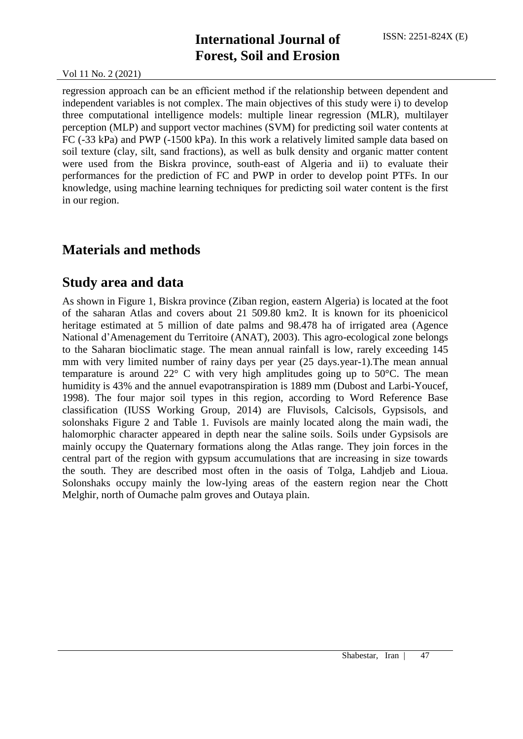regression approach can be an efficient method if the relationship between dependent and independent variables is not complex. The main objectives of this study were i) to develop three computational intelligence models: multiple linear regression (MLR), multilayer perception (MLP) and support vector machines (SVM) for predicting soil water contents at FC (-33 kPa) and PWP (-1500 kPa). In this work a relatively limited sample data based on soil texture (clay, silt, sand fractions), as well as bulk density and organic matter content were used from the Biskra province, south-east of Algeria and ii) to evaluate their performances for the prediction of FC and PWP in order to develop point PTFs. In our knowledge, using machine learning techniques for predicting soil water content is the first in our region.

# Materials and methods

## Study area and data

As shown in Figure 1, Biskra province (Ziban region, eastern Algeria) is located at the foot of the saharan Atlas and covers about 21 509.80 km2. It is known for its phoenicicol heritage estimated at 5 million of date palms and 98.478 ha of irrigated area (Agence National d'Amenagement du Territoire (ANAT), 2003). This agro-ecological zone belongs to the Saharan bioclimatic stage. The mean annual rainfall is low, rarely exceeding 145 mm with very limited number of rainy days per year (25 days.year-1).The mean annual temparature is around 22° C with very high amplitudes going up to 50°C. The mean humidity is 43% and the annuel evapotranspiration is 1889 mm (Dubost and Larbi-Youcef, 1998). The four major soil types in this region, according to Word Reference Base classification (IUSS Working Group, 2014) are Fluvisols, Calcisols, Gypsisols, and solonshaks Figure 2 and Table 1. Fuvisols are mainly located along the main wadi, the halomorphic character appeared in depth near the saline soils. Soils under Gypsisols are mainly occupy the Quaternary formations along the Atlas range. They join forces in the central part of the region with gypsum accumulations that are increasing in size towards the south. They are described most often in the oasis of Tolga, Lahdjeb and Lioua. Solonshaks occupy mainly the low-lying areas of the eastern region near the Chott Melghir, north of Oumache palm groves and Outaya plain.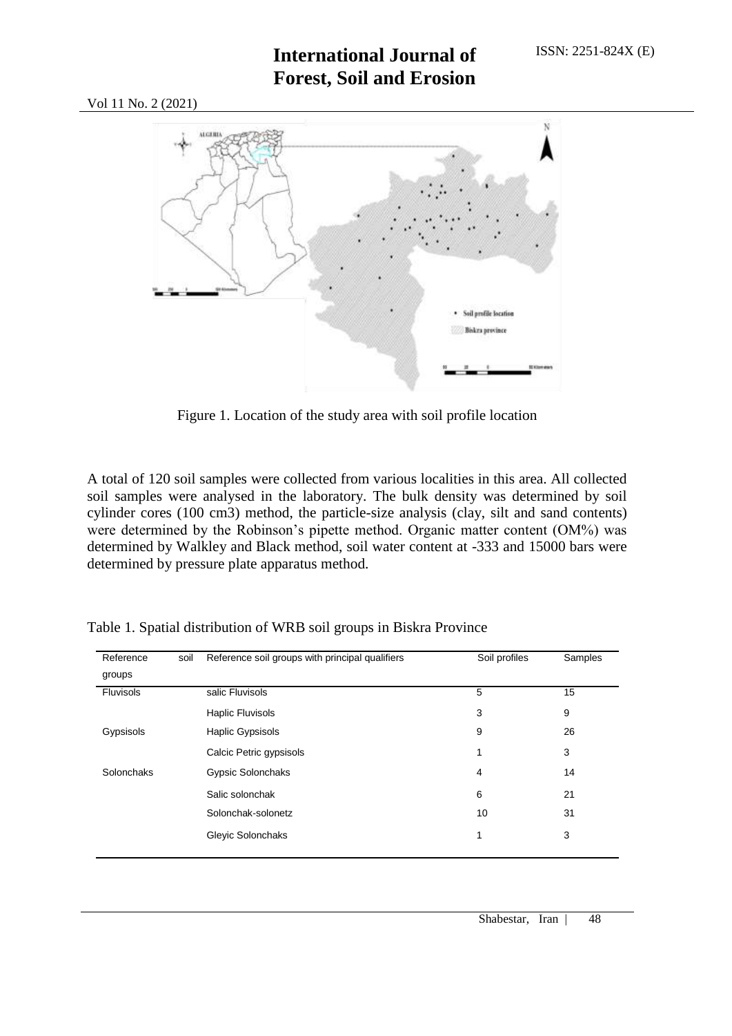ALGERIA

N

Soil profile location

Biskra province

Figure 1. Location of the study area with soil profile location

A total of 120 soil samples were collected from various localities in this area. All collected soil samples were analysed in the laboratory. The bulk density was determined by soil cylinder cores (100 cm3) method, the particle-size analysis (clay, silt and sand contents) were determined by the Robinson's pipette method. Organic matter content (OM%) was determined by Walkley and Black method, soil water content at -333 and 15000 bars were determined by pressure plate apparatus method.

Table 1. Spatial distribution of WRB soil groups in Biskra Province

| Reference soil groups | Reference soil groups with principal qualifiers | Soil profiles | Samples |
|---|---|---|---|
| Fluvisols | salic Fluvisols | 5 | 15 |
| | Haplic Fluvisols | 3 | 9 |
| Gypsisols | Haplic Gypsisols | 9 | 26 |
| | Calcic Petric gypsisols | 1 | 3 |
| Solonchaks | Gypsic Solonchaks | 4 | 14 |
| | Salic solonchak | 6 | 21 |
| | Solonchak-solonetz | 10 | 31 |
| | Gleyic Solonchaks | 1 | 3 |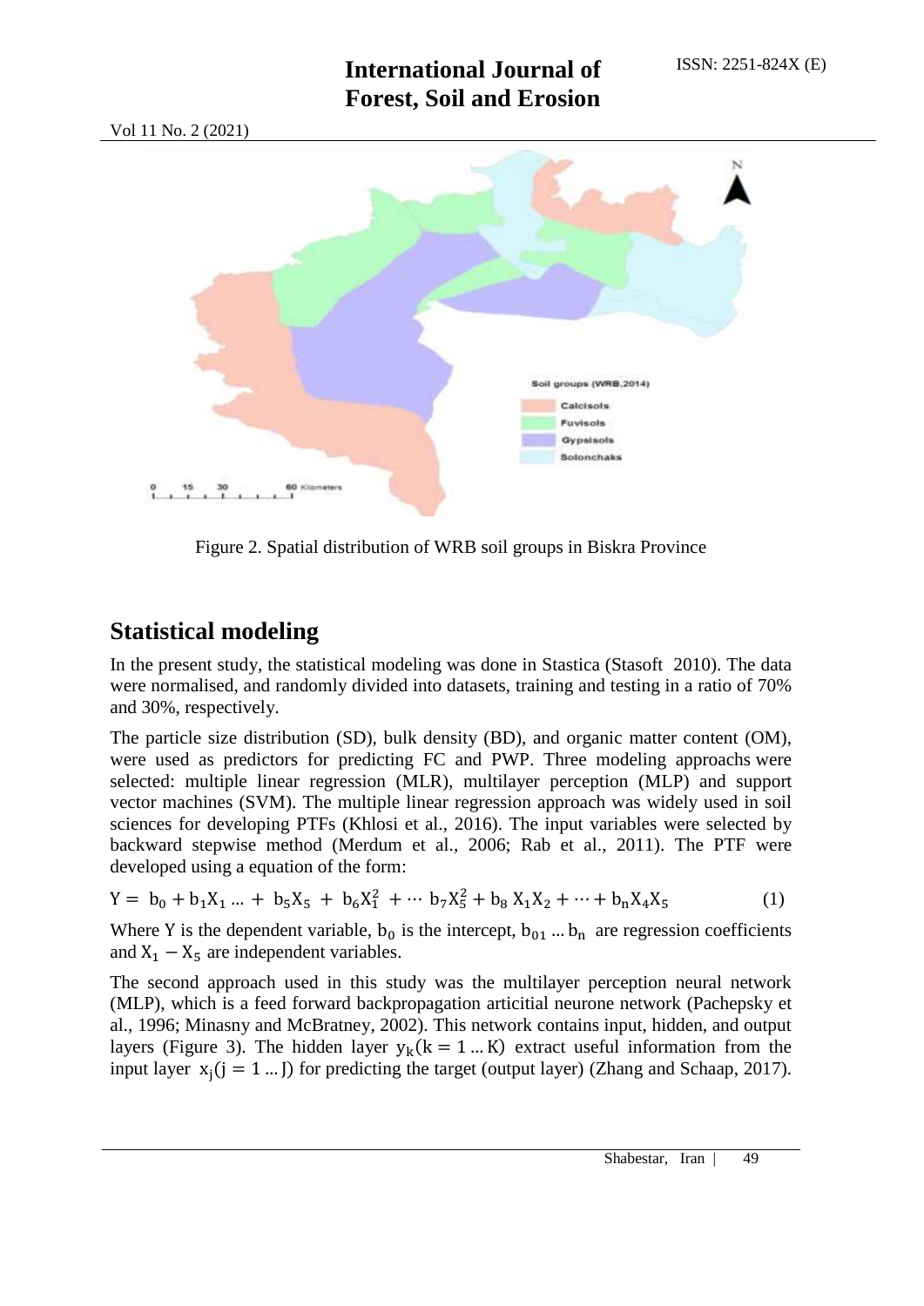Soil groups (WRB,2014)

Calcisols

Fuvisols

Gypsisols

Solonchaks

0 15 30 60 Kilometers

N

Figure 2. Spatial distribution of WRB soil groups in Biskra Province

## Statistical modeling

In the present study, the statistical modeling was done in Stastica (Stasoft 2010). The data were normalised, and randomly divided into datasets, training and testing in a ratio of 70% and 30%, respectively.

The particle size distribution (SD), bulk density (BD), and organic matter content (OM), were used as predictors for predicting FC and PWP. Three modeling approachs were selected: multiple linear regression (MLR), multilayer perception (MLP) and support vector machines (SVM). The multiple linear regression approach was widely used in soil sciences for developing PTFs (Khlosi et al., 2016). The input variables were selected by backward stepwise method (Merdum et al., 2006; Rab et al., 2011). The PTF were developed using a equation of the form:

$$Y = b_0 + b_1X_1 \dots + b_5X_5 + b_6X_1^2 + \cdots b_7X_5^2 + b_8 X_1X_2 + \cdots + b_nX_4X_5 \quad (1)$$

Where Y is the dependent variable, $b_0$ is the intercept, $b_{01} \dots b_n$ are regression coefficients and $X_1 - X_5$ are independent variables.

The second approach used in this study was the multilayer perception neural network (MLP), which is a feed forward backpropagation articitial neurone network (Pachepsky et al., 1996; Minasny and McBratney, 2002). This network contains input, hidden, and output layers (Figure 3). The hidden layer $y_k(k = 1 \dots K)$ extract useful information from the input layer $x_j(j = 1 \dots J)$ for predicting the target (output layer) (Zhang and Schaap, 2017).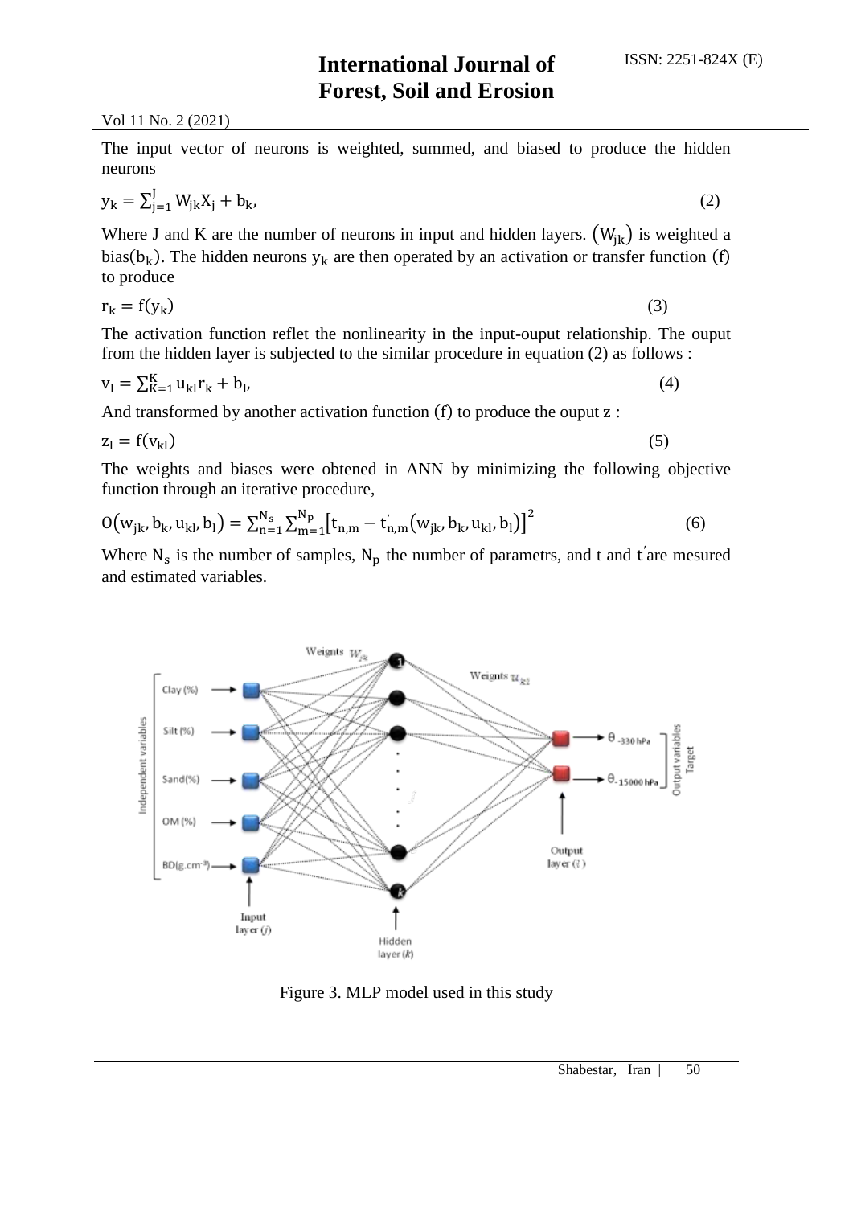The input vector of neurons is weighted, summed, and biased to produce the hidden neurons

$$y_k = \sum_{j=1}^{J} W_{jk} X_j + b_k, \tag{2}$$

Where J and K are the number of neurons in input and hidden layers. $(W_{jk})$ is weighted a bias$(b_k)$. The hidden neurons $y_k$ are then operated by an activation or transfer function (f) to produce

$$r_k = f(y_k) \tag{3}$$

The activation function reflet the nonlinearity in the input-ouput relationship. The ouput from the hidden layer is subjected to the similar procedure in equation (2) as follows :

$$v_l = \sum_{K=1}^{K} u_{kl} r_k + b_l, \tag{4}$$

And transformed by another activation function (f) to produce the ouput z :

$$z_l = f(v_{kl}) \tag{5}$$

The weights and biases were obtened in ANN by minimizing the following objective function through an iterative procedure,

$$O(w_{jk}, b_k, u_{kl}, b_l) = \sum_{n=1}^{N_s} \sum_{m=1}^{N_p} \left[t_{n,m} - t'_{n,m}(w_{jk}, b_k, u_{kl}, b_l)\right]^2 \tag{6}$$

Where $N_s$ is the number of samples, $N_p$ the number of parametrs, and t and $t'$ are mesured and estimated variables.

Weights $W_{jk}$

Weights $u_{kl}$

Independent variables

Clay (%)

Silt (%)

Sand(%)

OM (%)

BD(g.cm$^{-3}$)

Input layer ($j$)

Hidden layer ($k$)

Output layer ($l$)

$\theta_{-330\,hPa}$

$\theta_{-15000\,hPa}$

Output variables Target

Figure 3. MLP model used in this study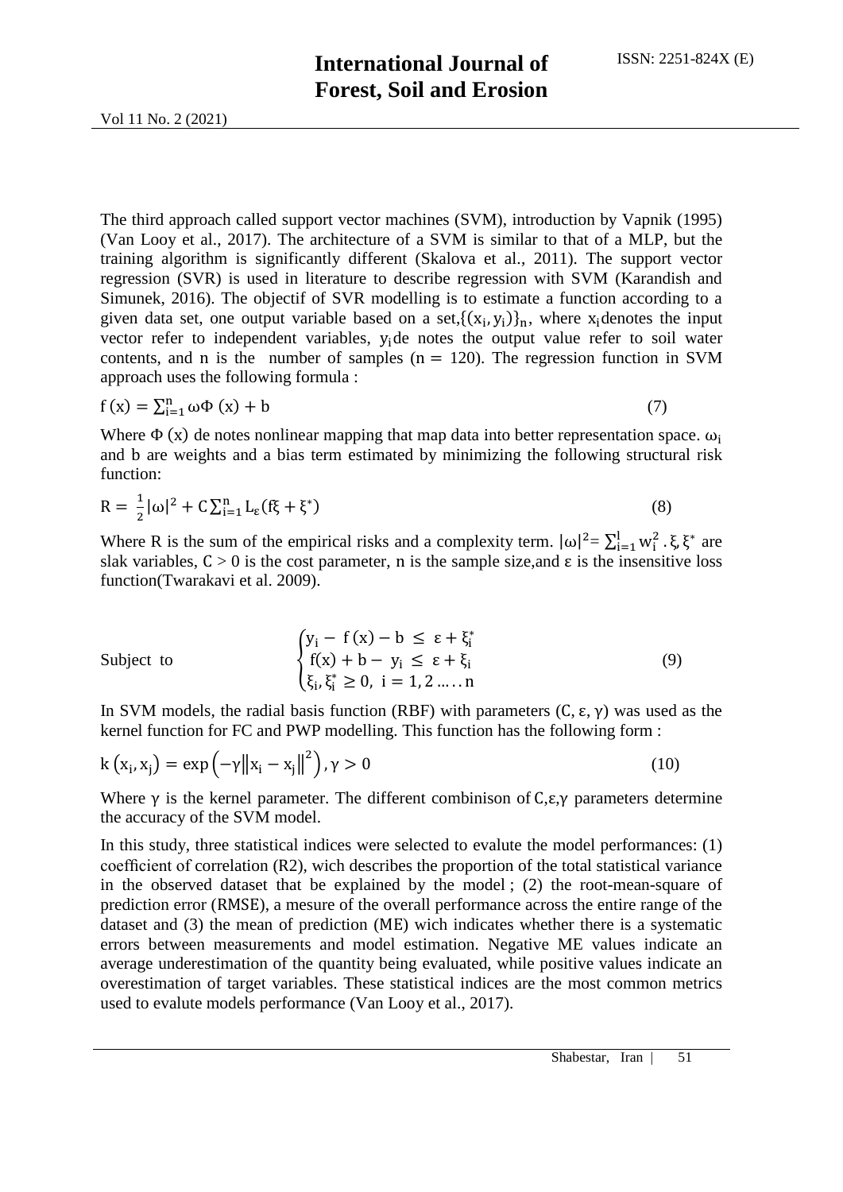The third approach called support vector machines (SVM), introduction by Vapnik (1995) (Van Looy et al., 2017). The architecture of a SVM is similar to that of a MLP, but the training algorithm is significantly different (Skalova et al., 2011). The support vector regression (SVR) is used in literature to describe regression with SVM (Karandish and Simunek, 2016). The objectif of SVR modelling is to estimate a function according to a given data set, one output variable based on a set, $\{(x_i, y_i)\}_n$, where $x_i$ denotes the input vector refer to independent variables, $y_i$ de notes the output value refer to soil water contents, and n is the number of samples ($n = 120$). The regression function in SVM approach uses the following formula :

$$f(x) = \sum_{i=1}^{n} \omega \Phi(x) + b \tag{7}$$

Where $\Phi(x)$ de notes nonlinear mapping that map data into better representation space. $\omega_i$ and b are weights and a bias term estimated by minimizing the following structural risk function:

$$R = \frac{1}{2}|\omega|^2 + C\sum_{i=1}^{n} L_\varepsilon(f\xi + \xi^*) \tag{8}$$

Where R is the sum of the empirical risks and a complexity term. $|\omega|^2 = \sum_{i=1}^{l} w_i^2$ . $\xi, \xi^*$ are slak variables, $C > 0$ is the cost parameter, n is the sample size,and $\varepsilon$ is the insensitive loss function(Twarakavi et al. 2009).

Subject to

$$\begin{cases} y_i - f(x) - b \leq \varepsilon + \xi_i^* \\ f(x) + b - y_i \leq \varepsilon + \xi_i \\ \xi_i, \xi_i^* \geq 0, \; i = 1, 2 \ldots \ldots n \end{cases} \tag{9}$$

In SVM models, the radial basis function (RBF) with parameters $(C, \varepsilon, \gamma)$ was used as the kernel function for FC and PWP modelling. This function has the following form :

$$k(x_i, x_j) = \exp\left(-\gamma \left\|x_i - x_j\right\|^2\right), \gamma > 0 \tag{10}$$

Where $\gamma$ is the kernel parameter. The different combinison of $C, \varepsilon, \gamma$ parameters determine the accuracy of the SVM model.

In this study, three statistical indices were selected to evalute the model performances: (1) coefficient of correlation (R2), wich describes the proportion of the total statistical variance in the observed dataset that be explained by the model ; (2) the root-mean-square of prediction error (RMSE), a mesure of the overall performance across the entire range of the dataset and (3) the mean of prediction (ME) wich indicates whether there is a systematic errors between measurements and model estimation. Negative ME values indicate an average underestimation of the quantity being evaluated, while positive values indicate an overestimation of target variables. These statistical indices are the most common metrics used to evalute models performance (Van Looy et al., 2017).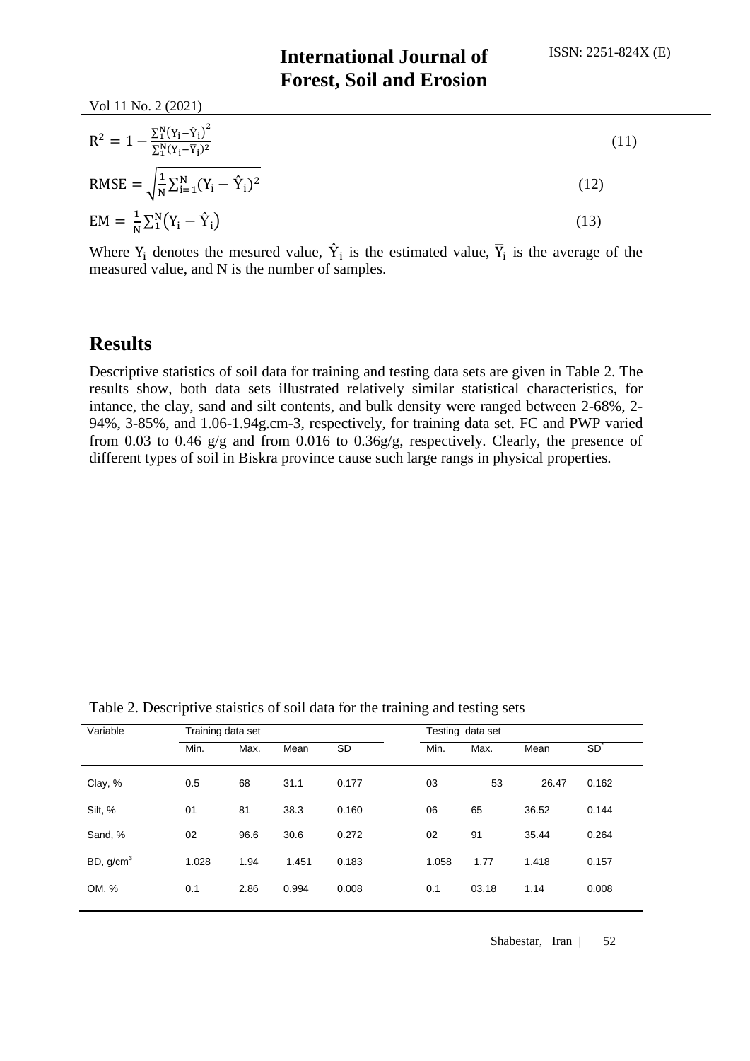$$R^2 = 1 - \frac{\sum_1^N (Y_i - \hat{Y}_i)^2}{\sum_1^N (Y_i - \overline{Y}_i)^2} \quad (11)$$

$$\text{RMSE} = \sqrt{\frac{1}{N}\sum_{i=1}^{N}(Y_i - \hat{Y}_i)^2} \quad (12)$$

$$\text{EM} = \frac{1}{N}\sum_1^N (Y_i - \hat{Y}_i) \quad (13)$$

Where $Y_i$ denotes the mesured value, $\hat{Y}_i$ is the estimated value, $\overline{Y}_i$ is the average of the measured value, and N is the number of samples.

## Results

Descriptive statistics of soil data for training and testing data sets are given in Table 2. The results show, both data sets illustrated relatively similar statistical characteristics, for intance, the clay, sand and silt contents, and bulk density were ranged between 2-68%, 2-94%, 3-85%, and 1.06-1.94g.cm-3, respectively, for training data set. FC and PWP varied from 0.03 to 0.46 g/g and from 0.016 to 0.36g/g, respectively. Clearly, the presence of different types of soil in Biskra province cause such large rangs in physical properties.

Table 2. Descriptive staistics of soil data for the training and testing sets

| Variable | Training data set | | | | Testing data set | | | |
|---|---|---|---|---|---|---|---|---|
| | Min. | Max. | Mean | SD | Min. | Max. | Mean | SD |
| Clay, % | 0.5 | 68 | 31.1 | 0.177 | 03 | 53 | 26.47 | 0.162 |
| Silt, % | 01 | 81 | 38.3 | 0.160 | 06 | 65 | 36.52 | 0.144 |
| Sand, % | 02 | 96.6 | 30.6 | 0.272 | 02 | 91 | 35.44 | 0.264 |
| BD, $g/cm^3$ | 1.028 | 1.94 | 1.451 | 0.183 | 1.058 | 1.77 | 1.418 | 0.157 |
| OM, % | 0.1 | 2.86 | 0.994 | 0.008 | 0.1 | 03.18 | 1.14 | 0.008 |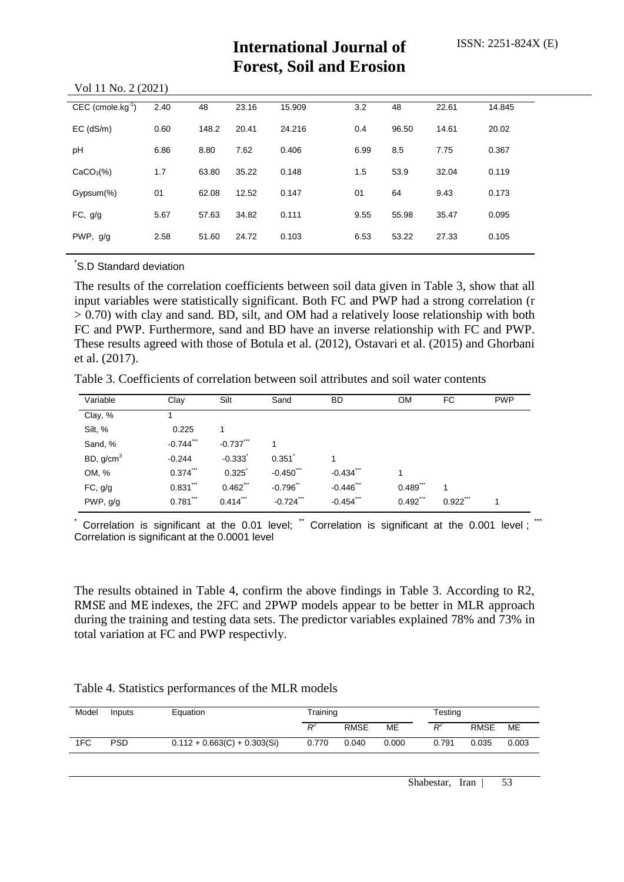| | | | | | | | | |
|---|---|---|---|---|---|---|---|---|
| CEC ($cmole.kg^{-1}$) | 2.40 | 48 | 23.16 | 15.909 | 3.2 | 48 | 22.61 | 14.845 |
| EC (dS/m) | 0.60 | 148.2 | 20.41 | 24.216 | 0.4 | 96.50 | 14.61 | 20.02 |
| pH | 6.86 | 8.80 | 7.62 | 0.406 | 6.99 | 8.5 | 7.75 | 0.367 |
| $CaCO_3$(%) | 1.7 | 63.80 | 35.22 | 0.148 | 1.5 | 53.9 | 32.04 | 0.119 |
| Gypsum(%) | 01 | 62.08 | 12.52 | 0.147 | 01 | 64 | 9.43 | 0.173 |
| FC, g/g | 5.67 | 57.63 | 34.82 | 0.111 | 9.55 | 55.98 | 35.47 | 0.095 |
| PWP, g/g | 2.58 | 51.60 | 24.72 | 0.103 | 6.53 | 53.22 | 27.33 | 0.105 |

*S.D Standard deviation

The results of the correlation coefficients between soil data given in Table 3, show that all input variables were statistically significant. Both FC and PWP had a strong correlation (r > 0.70) with clay and sand. BD, silt, and OM had a relatively loose relationship with both FC and PWP. Furthermore, sand and BD have an inverse relationship with FC and PWP. These results agreed with those of Botula et al. (2012), Ostavari et al. (2015) and Ghorbani et al. (2017).

Table 3. Coefficients of correlation between soil attributes and soil water contents

| Variable | Clay | Silt | Sand | BD | OM | FC | PWP |
|---|---|---|---|---|---|---|---|
| Clay, % | 1 | | | | | | |
| Silt, % | 0.225 | 1 | | | | | |
| Sand, % | -0.744*** | -0.737*** | 1 | | | | |
| BD, $g/cm^3$ | -0.244 | -0.333* | 0.351* | 1 | | | |
| OM, % | 0.374*** | 0.325* | -0.450*** | -0.434*** | 1 | | |
| FC, g/g | 0.831*** | 0.462*** | -0.796** | -0.446*** | 0.489*** | 1 | |
| PWP, g/g | 0.781*** | 0.414*** | -0.724*** | -0.454*** | 0.492*** | 0.922*** | 1 |

* Correlation is significant at the 0.01 level; ** Correlation is significant at the 0.001 level ; *** Correlation is significant at the 0.0001 level

The results obtained in Table 4, confirm the above findings in Table 3. According to R2, RMSE and ME indexes, the 2FC and 2PWP models appear to be better in MLR approach during the training and testing data sets. The predictor variables explained 78% and 73% in total variation at FC and PWP respectivly.

Table 4. Statistics performances of the MLR models

| Model | Inputs | Equation | Training | | | Testing | | |
|---|---|---|---|---|---|---|---|---|
| | | | $R^2$ | RMSE | ME | $R^2$ | RMSE | ME |
| 1FC | PSD | 0.112 + 0.663(C) + 0.303(Si) | 0.770 | 0.040 | 0.000 | 0.791 | 0.035 | 0.003 |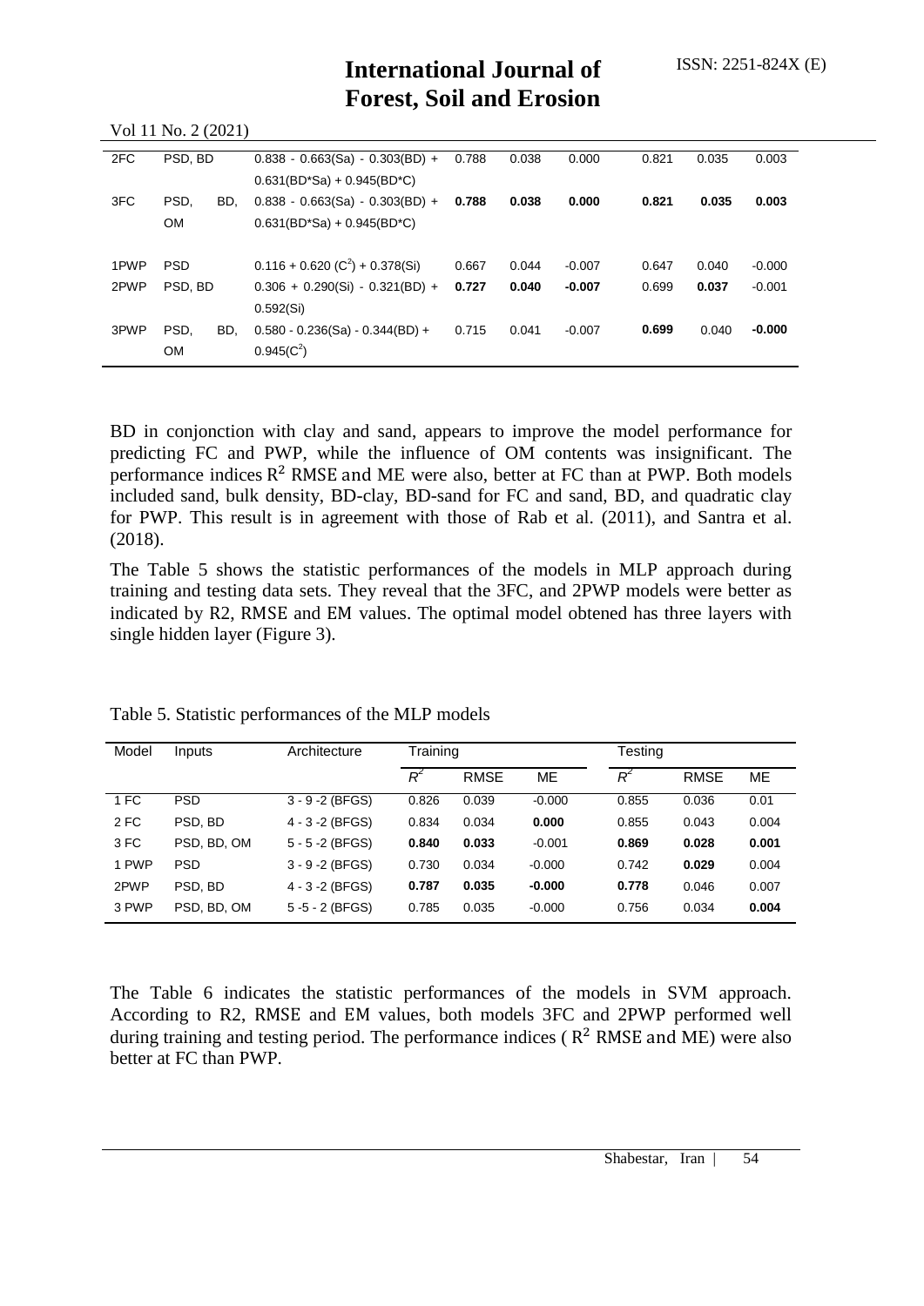| | | | | | | | | |
|---|---|---|---|---|---|---|---|---|
| 2FC | PSD, BD | 0.838 - 0.663(Sa) - 0.303(BD) + 0.631(BD*Sa) + 0.945(BD*C) | 0.788 | 0.038 | 0.000 | 0.821 | 0.035 | 0.003 |
| 3FC | PSD, BD, OM | 0.838 - 0.663(Sa) - 0.303(BD) + 0.631(BD*Sa) + 0.945(BD*C) | **0.788** | **0.038** | **0.000** | **0.821** | **0.035** | **0.003** |
| 1PWP | PSD | 0.116 + 0.620 ($C^2$) + 0.378(Si) | 0.667 | 0.044 | -0.007 | 0.647 | 0.040 | -0.000 |
| 2PWP | PSD, BD | 0.306 + 0.290(Si) - 0.321(BD) + 0.592(Si) | **0.727** | **0.040** | **-0.007** | 0.699 | **0.037** | -0.001 |
| 3PWP | PSD, BD, OM | 0.580 - 0.236(Sa) - 0.344(BD) + 0.945($C^2$) | 0.715 | 0.041 | -0.007 | **0.699** | 0.040 | **-0.000** |

BD in conjonction with clay and sand, appears to improve the model performance for predicting FC and PWP, while the influence of OM contents was insignificant. The performance indices $R^2$ RMSE and ME were also, better at FC than at PWP. Both models included sand, bulk density, BD-clay, BD-sand for FC and sand, BD, and quadratic clay for PWP. This result is in agreement with those of Rab et al. (2011), and Santra et al. (2018).

The Table 5 shows the statistic performances of the models in MLP approach during training and testing data sets. They reveal that the 3FC, and 2PWP models were better as indicated by R2, RMSE and EM values. The optimal model obtened has three layers with single hidden layer (Figure 3).

Table 5. Statistic performances of the MLP models

| Model | Inputs | Architecture | Training | | | Testing | | |
|---|---|---|---|---|---|---|---|---|
| | | | $R^2$ | RMSE | ME | $R^2$ | RMSE | ME |
| 1 FC | PSD | 3 - 9 -2 (BFGS) | 0.826 | 0.039 | -0.000 | 0.855 | 0.036 | 0.01 |
| 2 FC | PSD, BD | 4 - 3 -2 (BFGS) | 0.834 | 0.034 | **0.000** | 0.855 | 0.043 | 0.004 |
| 3 FC | PSD, BD, OM | 5 - 5 -2 (BFGS) | **0.840** | **0.033** | -0.001 | **0.869** | **0.028** | **0.001** |
| 1 PWP | PSD | 3 - 9 -2 (BFGS) | 0.730 | 0.034 | -0.000 | 0.742 | **0.029** | 0.004 |
| 2PWP | PSD, BD | 4 - 3 -2 (BFGS) | **0.787** | **0.035** | **-0.000** | **0.778** | 0.046 | 0.007 |
| 3 PWP | PSD, BD, OM | 5 -5 - 2 (BFGS) | 0.785 | 0.035 | -0.000 | 0.756 | 0.034 | **0.004** |

The Table 6 indicates the statistic performances of the models in SVM approach. According to R2, RMSE and EM values, both models 3FC and 2PWP performed well during training and testing period. The performance indices ( $R^2$ RMSE and ME) were also better at FC than PWP.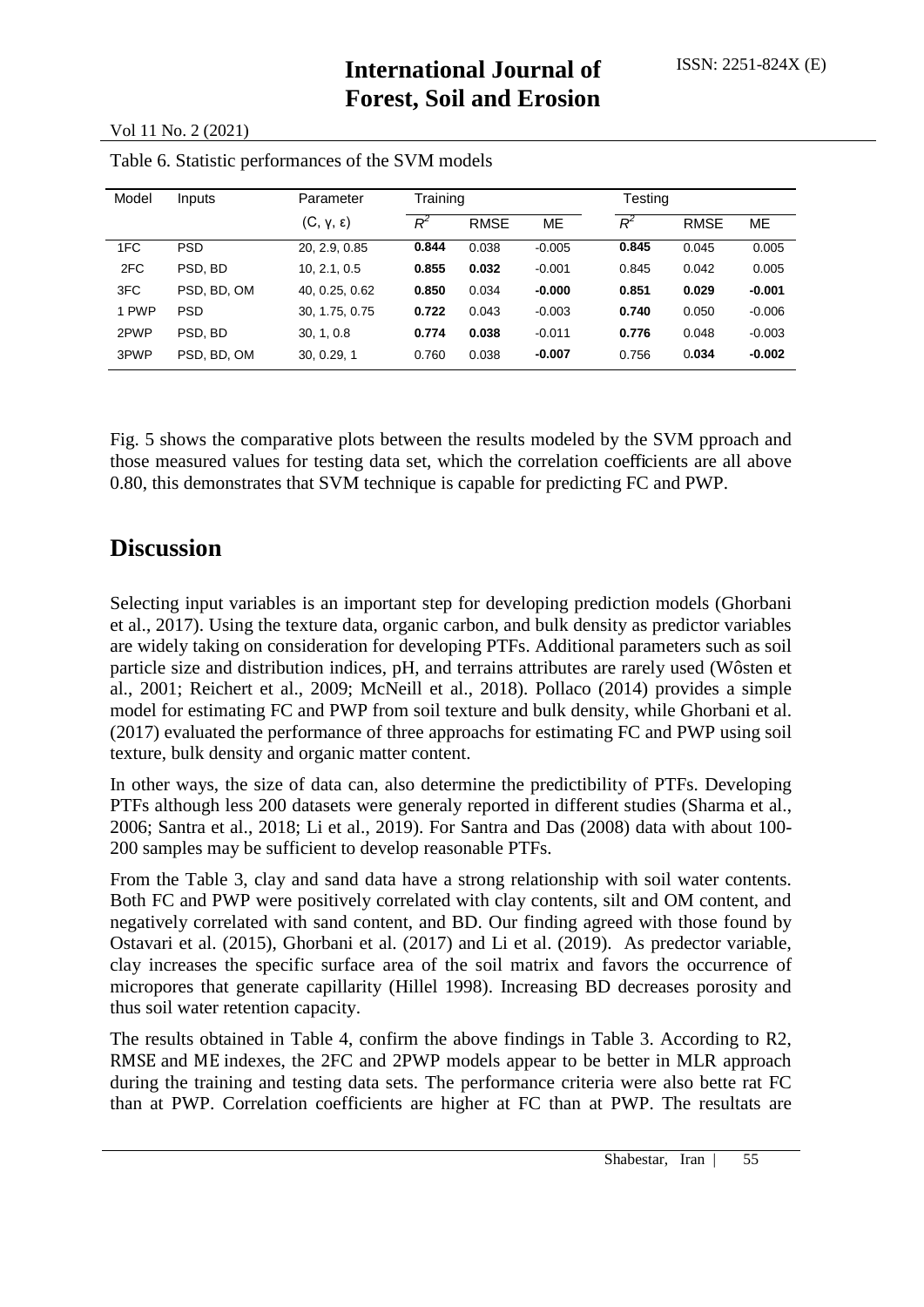Table 6. Statistic performances of the SVM models

| Model | Inputs | Parameter | Training | | | Testing | | |
|---|---|---|---|---|---|---|---|---|
| | | (C, γ, ε) | $R^2$ | RMSE | ME | $R^2$ | RMSE | ME |
| 1FC | PSD | 20, 2.9, 0.85 | **0.844** | 0.038 | -0.005 | **0.845** | 0.045 | 0.005 |
| 2FC | PSD, BD | 10, 2.1, 0.5 | **0.855** | **0.032** | -0.001 | 0.845 | 0.042 | 0.005 |
| 3FC | PSD, BD, OM | 40, 0.25, 0.62 | **0.850** | 0.034 | **-0.000** | **0.851** | **0.029** | **-0.001** |
| 1 PWP | PSD | 30, 1.75, 0.75 | **0.722** | 0.043 | -0.003 | **0.740** | 0.050 | -0.006 |
| 2PWP | PSD, BD | 30, 1, 0.8 | **0.774** | **0.038** | -0.011 | **0.776** | 0.048 | -0.003 |
| 3PWP | PSD, BD, OM | 30, 0.29, 1 | 0.760 | 0.038 | **-0.007** | 0.756 | 0.**034** | **-0.002** |

Fig. 5 shows the comparative plots between the results modeled by the SVM pproach and those measured values for testing data set, which the correlation coefficients are all above 0.80, this demonstrates that SVM technique is capable for predicting FC and PWP.

## Discussion

Selecting input variables is an important step for developing prediction models (Ghorbani et al., 2017). Using the texture data, organic carbon, and bulk density as predictor variables are widely taking on consideration for developing PTFs. Additional parameters such as soil particle size and distribution indices, pH, and terrains attributes are rarely used (Wôsten et al., 2001; Reichert et al., 2009; McNeill et al., 2018). Pollaco (2014) provides a simple model for estimating FC and PWP from soil texture and bulk density, while Ghorbani et al. (2017) evaluated the performance of three approachs for estimating FC and PWP using soil texture, bulk density and organic matter content.

In other ways, the size of data can, also determine the predictibility of PTFs. Developing PTFs although less 200 datasets were generaly reported in different studies (Sharma et al., 2006; Santra et al., 2018; Li et al., 2019). For Santra and Das (2008) data with about 100-200 samples may be sufficient to develop reasonable PTFs.

From the Table 3, clay and sand data have a strong relationship with soil water contents. Both FC and PWP were positively correlated with clay contents, silt and OM content, and negatively correlated with sand content, and BD. Our finding agreed with those found by Ostavari et al. (2015), Ghorbani et al. (2017) and Li et al. (2019). As predector variable, clay increases the specific surface area of the soil matrix and favors the occurrence of micropores that generate capillarity (Hillel 1998). Increasing BD decreases porosity and thus soil water retention capacity.

The results obtained in Table 4, confirm the above findings in Table 3. According to R2, RMSE and ME indexes, the 2FC and 2PWP models appear to be better in MLR approach during the training and testing data sets. The performance criteria were also bette rat FC than at PWP. Correlation coefficients are higher at FC than at PWP. The resultats are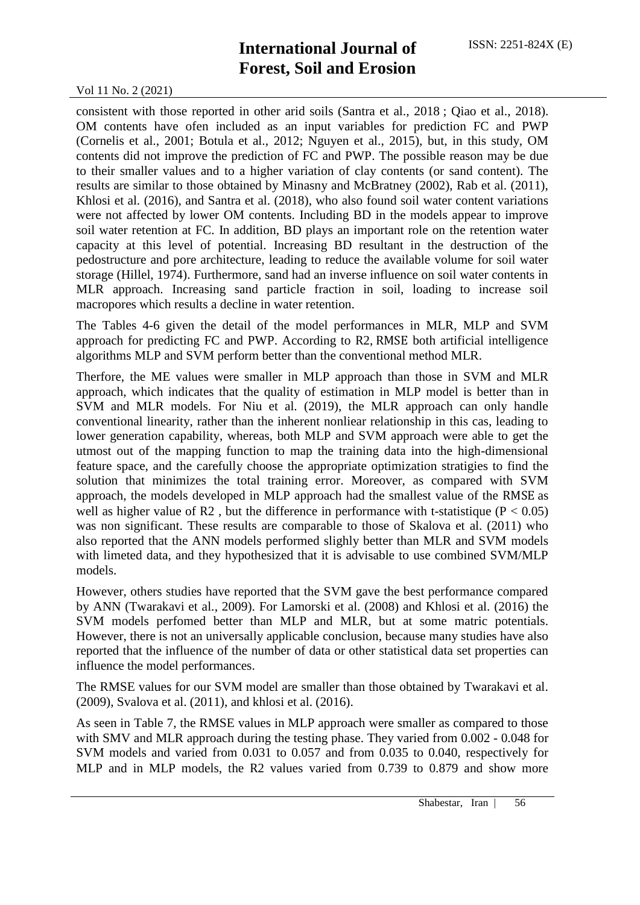consistent with those reported in other arid soils (Santra et al., 2018 ; Qiao et al., 2018). OM contents have ofen included as an input variables for prediction FC and PWP (Cornelis et al., 2001; Botula et al., 2012; Nguyen et al., 2015), but, in this study, OM contents did not improve the prediction of FC and PWP. The possible reason may be due to their smaller values and to a higher variation of clay contents (or sand content). The results are similar to those obtained by Minasny and McBratney (2002), Rab et al. (2011), Khlosi et al. (2016), and Santra et al. (2018), who also found soil water content variations were not affected by lower OM contents. Including BD in the models appear to improve soil water retention at FC. In addition, BD plays an important role on the retention water capacity at this level of potential. Increasing BD resultant in the destruction of the pedostructure and pore architecture, leading to reduce the available volume for soil water storage (Hillel, 1974). Furthermore, sand had an inverse influence on soil water contents in MLR approach. Increasing sand particle fraction in soil, loading to increase soil macropores which results a decline in water retention.

The Tables 4-6 given the detail of the model performances in MLR, MLP and SVM approach for predicting FC and PWP. According to R2, RMSE both artificial intelligence algorithms MLP and SVM perform better than the conventional method MLR.

Therfore, the ME values were smaller in MLP approach than those in SVM and MLR approach, which indicates that the quality of estimation in MLP model is better than in SVM and MLR models. For Niu et al. (2019), the MLR approach can only handle conventional linearity, rather than the inherent nonliear relationship in this cas, leading to lower generation capability, whereas, both MLP and SVM approach were able to get the utmost out of the mapping function to map the training data into the high-dimensional feature space, and the carefully choose the appropriate optimization stratigies to find the solution that minimizes the total training error. Moreover, as compared with SVM approach, the models developed in MLP approach had the smallest value of the RMSE as well as higher value of R2 , but the difference in performance with t-statistique ($P < 0.05$) was non significant. These results are comparable to those of Skalova et al. (2011) who also reported that the ANN models performed slighly better than MLR and SVM models with limeted data, and they hypothesized that it is advisable to use combined SVM/MLP models.

However, others studies have reported that the SVM gave the best performance compared by ANN (Twarakavi et al., 2009). For Lamorski et al. (2008) and Khlosi et al. (2016) the SVM models perfomed better than MLP and MLR, but at some matric potentials. However, there is not an universally applicable conclusion, because many studies have also reported that the influence of the number of data or other statistical data set properties can influence the model performances.

The RMSE values for our SVM model are smaller than those obtained by Twarakavi et al. (2009), Svalova et al. (2011), and khlosi et al. (2016).

As seen in Table 7, the RMSE values in MLP approach were smaller as compared to those with SMV and MLR approach during the testing phase. They varied from 0.002 - 0.048 for SVM models and varied from 0.031 to 0.057 and from 0.035 to 0.040, respectively for MLP and in MLP models, the R2 values varied from 0.739 to 0.879 and show more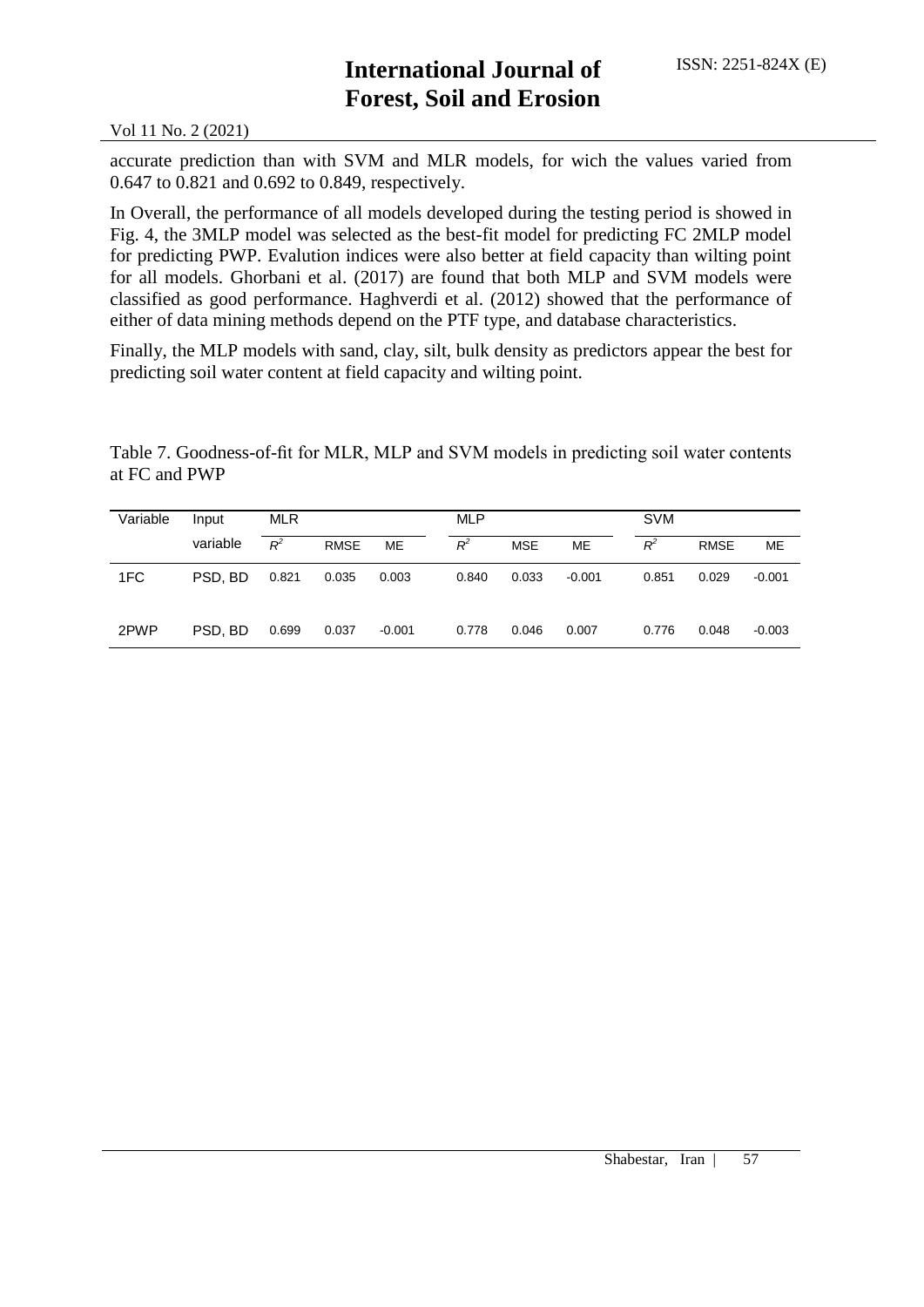accurate prediction than with SVM and MLR models, for wich the values varied from 0.647 to 0.821 and 0.692 to 0.849, respectively.

In Overall, the performance of all models developed during the testing period is showed in Fig. 4, the 3MLP model was selected as the best-fit model for predicting FC 2MLP model for predicting PWP. Evalution indices were also better at field capacity than wilting point for all models. Ghorbani et al. (2017) are found that both MLP and SVM models were classified as good performance. Haghverdi et al. (2012) showed that the performance of either of data mining methods depend on the PTF type, and database characteristics.

Finally, the MLP models with sand, clay, silt, bulk density as predictors appear the best for predicting soil water content at field capacity and wilting point.

Table 7. Goodness-of-fit for MLR, MLP and SVM models in predicting soil water contents at FC and PWP

| Variable | Input variable | MLR | | | MLP | | | SVM | | |
|---|---|---|---|---|---|---|---|---|---|---|
| | | $R^2$ | RMSE | ME | $R^2$ | MSE | ME | $R^2$ | RMSE | ME |
| 1FC | PSD, BD | 0.821 | 0.035 | 0.003 | 0.840 | 0.033 | -0.001 | 0.851 | 0.029 | -0.001 |
| 2PWP | PSD, BD | 0.699 | 0.037 | -0.001 | 0.778 | 0.046 | 0.007 | 0.776 | 0.048 | -0.003 |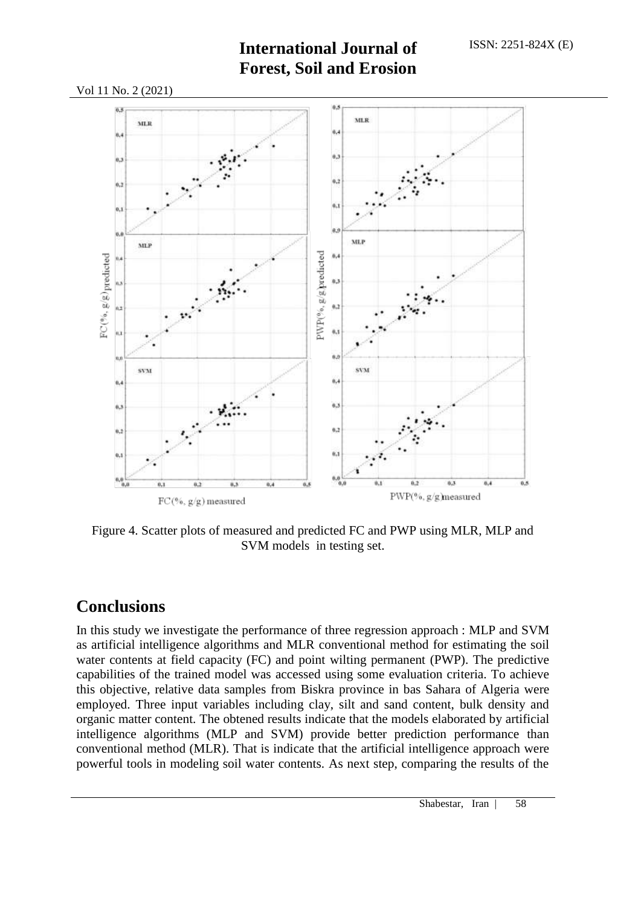MLR

MLR

MLP

MLP

SVM

SVM

FC(%, g/g) predicted

PWP(%, g/g) predicted

FC(%, g/g) measured

PWP(%, g/g) measured

0,0 0,1 0,2 0,3 0,4 0,5

Figure 4. Scatter plots of measured and predicted FC and PWP using MLR, MLP and SVM models in testing set.

## Conclusions

In this study we investigate the performance of three regression approach : MLP and SVM as artificial intelligence algorithms and MLR conventional method for estimating the soil water contents at field capacity (FC) and point wilting permanent (PWP). The predictive capabilities of the trained model was accessed using some evaluation criteria. To achieve this objective, relative data samples from Biskra province in bas Sahara of Algeria were employed. Three input variables including clay, silt and sand content, bulk density and organic matter content. The obtened results indicate that the models elaborated by artificial intelligence algorithms (MLP and SVM) provide better prediction performance than conventional method (MLR). That is indicate that the artificial intelligence approach were powerful tools in modeling soil water contents. As next step, comparing the results of the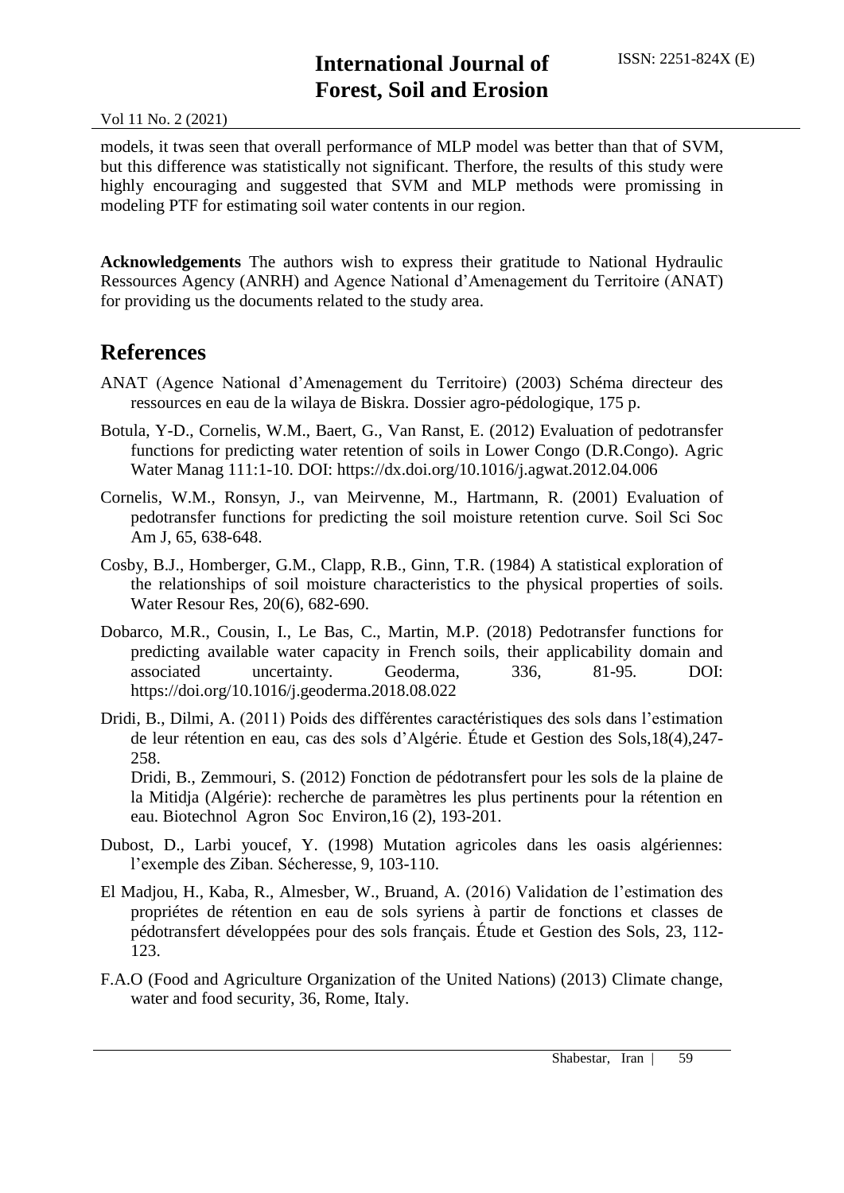models, it twas seen that overall performance of MLP model was better than that of SVM, but this difference was statistically not significant. Therfore, the results of this study were highly encouraging and suggested that SVM and MLP methods were promissing in modeling PTF for estimating soil water contents in our region.

**Acknowledgements** The authors wish to express their gratitude to National Hydraulic Ressources Agency (ANRH) and Agence National d'Amenagement du Territoire (ANAT) for providing us the documents related to the study area.

## References

ANAT (Agence National d'Amenagement du Territoire) (2003) Schéma directeur des ressources en eau de la wilaya de Biskra. Dossier agro-pédologique, 175 p.

Botula, Y-D., Cornelis, W.M., Baert, G., Van Ranst, E. (2012) Evaluation of pedotransfer functions for predicting water retention of soils in Lower Congo (D.R.Congo). Agric Water Manag 111:1-10. DOI: https://dx.doi.org/10.1016/j.agwat.2012.04.006

Cornelis, W.M., Ronsyn, J., van Meirvenne, M., Hartmann, R. (2001) Evaluation of pedotransfer functions for predicting the soil moisture retention curve. Soil Sci Soc Am J, 65, 638-648.

Cosby, B.J., Homberger, G.M., Clapp, R.B., Ginn, T.R. (1984) A statistical exploration of the relationships of soil moisture characteristics to the physical properties of soils. Water Resour Res, 20(6), 682-690.

Dobarco, M.R., Cousin, I., Le Bas, C., Martin, M.P. (2018) Pedotransfer functions for predicting available water capacity in French soils, their applicability domain and associated uncertainty. Geoderma, 336, 81-95. DOI: https://doi.org/10.1016/j.geoderma.2018.08.022

Dridi, B., Dilmi, A. (2011) Poids des différentes caractéristiques des sols dans l'estimation de leur rétention en eau, cas des sols d'Algérie. Étude et Gestion des Sols,18(4),247-258.

Dridi, B., Zemmouri, S. (2012) Fonction de pédotransfert pour les sols de la plaine de la Mitidja (Algérie): recherche de paramètres les plus pertinents pour la rétention en eau. Biotechnol Agron Soc Environ,16 (2), 193-201.

Dubost, D., Larbi youcef, Y. (1998) Mutation agricoles dans les oasis algériennes: l'exemple des Ziban. Sécheresse, 9, 103-110.

El Madjou, H., Kaba, R., Almesber, W., Bruand, A. (2016) Validation de l'estimation des propriétes de rétention en eau de sols syriens à partir de fonctions et classes de pédotransfert développées pour des sols français. Étude et Gestion des Sols, 23, 112-123.

F.A.O (Food and Agriculture Organization of the United Nations) (2013) Climate change, water and food security, 36, Rome, Italy.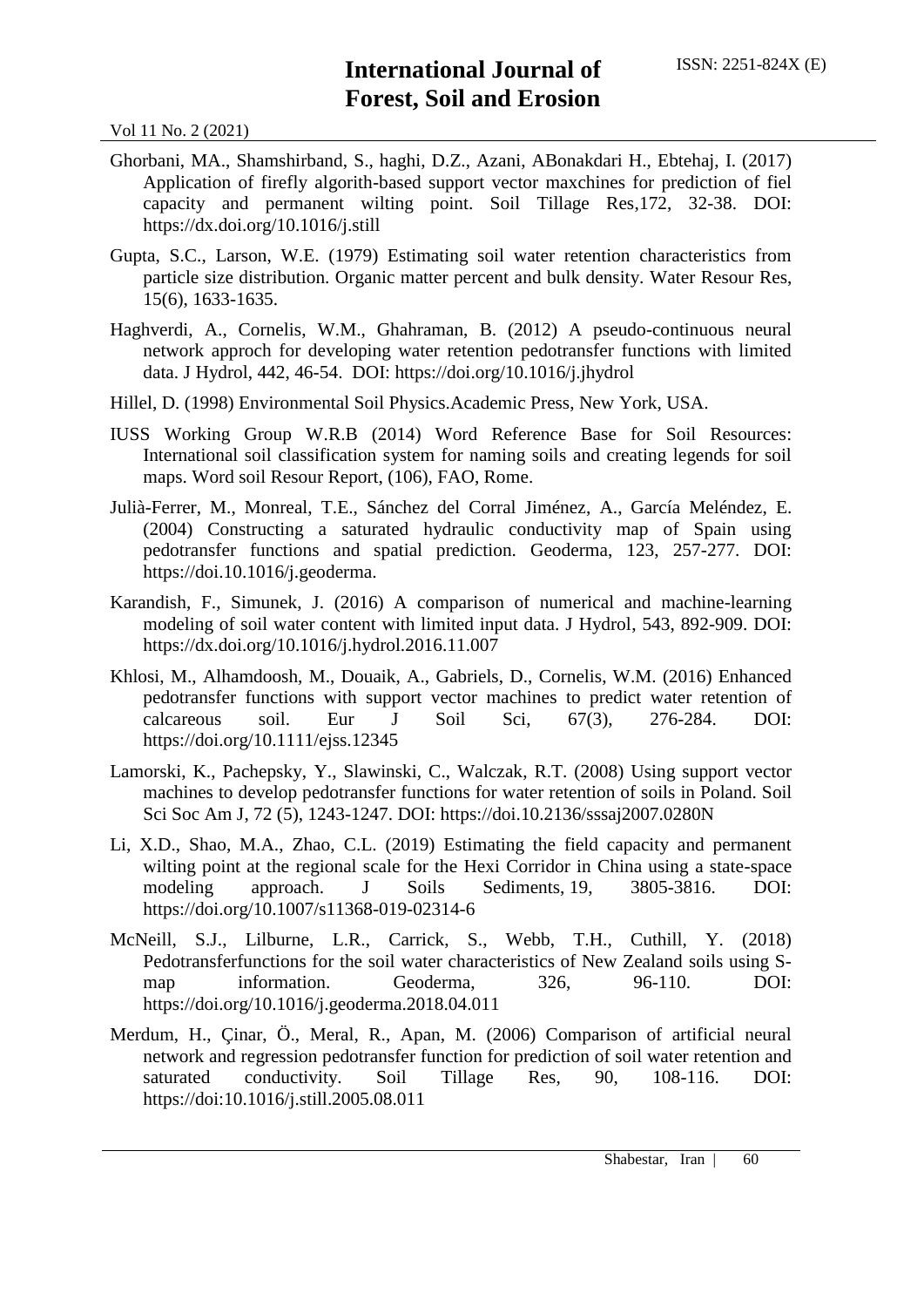Ghorbani, MA., Shamshirband, S., haghi, D.Z., Azani, ABonakdari H., Ebtehaj, I. (2017) Application of firefly algorith-based support vector maxchines for prediction of fiel capacity and permanent wilting point. Soil Tillage Res,172, 32-38. DOI: https://dx.doi.org/10.1016/j.still

Gupta, S.C., Larson, W.E. (1979) Estimating soil water retention characteristics from particle size distribution. Organic matter percent and bulk density. Water Resour Res, 15(6), 1633-1635.

Haghverdi, A., Cornelis, W.M., Ghahraman, B. (2012) A pseudo-continuous neural network approch for developing water retention pedotransfer functions with limited data. J Hydrol, 442, 46-54. DOI: https://doi.org/10.1016/j.jhydrol

Hillel, D. (1998) Environmental Soil Physics.Academic Press, New York, USA.

IUSS Working Group W.R.B (2014) Word Reference Base for Soil Resources: International soil classification system for naming soils and creating legends for soil maps. Word soil Resour Report, (106), FAO, Rome.

Julià-Ferrer, M., Monreal, T.E., Sánchez del Corral Jiménez, A., García Meléndez, E. (2004) Constructing a saturated hydraulic conductivity map of Spain using pedotransfer functions and spatial prediction. Geoderma, 123, 257-277. DOI: https://doi.10.1016/j.geoderma.

Karandish, F., Simunek, J. (2016) A comparison of numerical and machine-learning modeling of soil water content with limited input data. J Hydrol, 543, 892-909. DOI: https://dx.doi.org/10.1016/j.hydrol.2016.11.007

Khlosi, M., Alhamdoosh, M., Douaik, A., Gabriels, D., Cornelis, W.M. (2016) Enhanced pedotransfer functions with support vector machines to predict water retention of calcareous soil. Eur J Soil Sci, 67(3), 276-284. DOI: https://doi.org/10.1111/ejss.12345

Lamorski, K., Pachepsky, Y., Slawinski, C., Walczak, R.T. (2008) Using support vector machines to develop pedotransfer functions for water retention of soils in Poland. Soil Sci Soc Am J, 72 (5), 1243-1247. DOI: https://doi.10.2136/sssaj2007.0280N

Li, X.D., Shao, M.A., Zhao, C.L. (2019) Estimating the field capacity and permanent wilting point at the regional scale for the Hexi Corridor in China using a state-space modeling approach. J Soils Sediments, 19, 3805-3816. DOI: https://doi.org/10.1007/s11368-019-02314-6

McNeill, S.J., Lilburne, L.R., Carrick, S., Webb, T.H., Cuthill, Y. (2018) Pedotransferfunctions for the soil water characteristics of New Zealand soils using S-map information. Geoderma, 326, 96-110. DOI: https://doi.org/10.1016/j.geoderma.2018.04.011

Merdum, H., Çinar, Ö., Meral, R., Apan, M. (2006) Comparison of artificial neural network and regression pedotransfer function for prediction of soil water retention and saturated conductivity. Soil Tillage Res, 90, 108-116. DOI: https://doi:10.1016/j.still.2005.08.011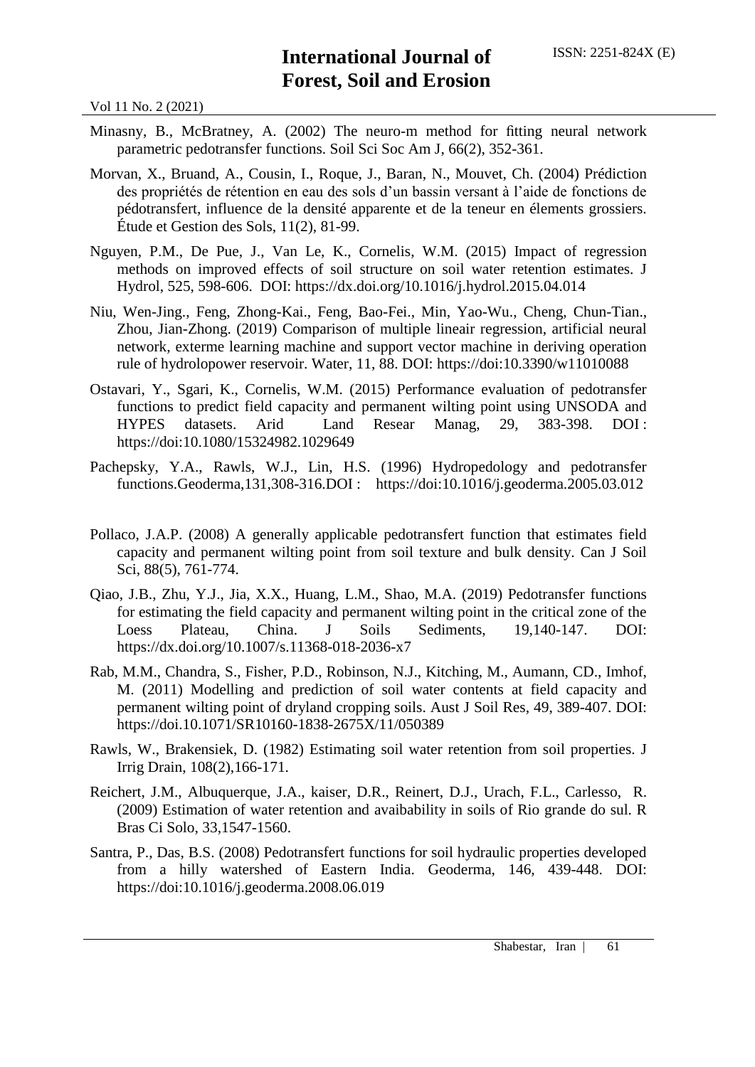Minasny, B., McBratney, A. (2002) The neuro-m method for fitting neural network parametric pedotransfer functions. Soil Sci Soc Am J, 66(2), 352-361.

Morvan, X., Bruand, A., Cousin, I., Roque, J., Baran, N., Mouvet, Ch. (2004) Prédiction des propriétés de rétention en eau des sols d'un bassin versant à l'aide de fonctions de pédotransfert, influence de la densité apparente et de la teneur en élements grossiers. Étude et Gestion des Sols, 11(2), 81-99.

Nguyen, P.M., De Pue, J., Van Le, K., Cornelis, W.M. (2015) Impact of regression methods on improved effects of soil structure on soil water retention estimates. J Hydrol, 525, 598-606. DOI: https://dx.doi.org/10.1016/j.hydrol.2015.04.014

Niu, Wen-Jing., Feng, Zhong-Kai., Feng, Bao-Fei., Min, Yao-Wu., Cheng, Chun-Tian., Zhou, Jian-Zhong. (2019) Comparison of multiple lineair regression, artificial neural network, exterme learning machine and support vector machine in deriving operation rule of hydrolopower reservoir. Water, 11, 88. DOI: https://doi:10.3390/w11010088

Ostavari, Y., Sgari, K., Cornelis, W.M. (2015) Performance evaluation of pedotransfer functions to predict field capacity and permanent wilting point using UNSODA and HYPES datasets. Arid Land Resear Manag, 29, 383-398. DOI : https://doi:10.1080/15324982.1029649

Pachepsky, Y.A., Rawls, W.J., Lin, H.S. (1996) Hydropedology and pedotransfer functions.Geoderma,131,308-316.DOI : https://doi:10.1016/j.geoderma.2005.03.012

Pollaco, J.A.P. (2008) A generally applicable pedotransfert function that estimates field capacity and permanent wilting point from soil texture and bulk density. Can J Soil Sci, 88(5), 761-774.

Qiao, J.B., Zhu, Y.J., Jia, X.X., Huang, L.M., Shao, M.A. (2019) Pedotransfer functions for estimating the field capacity and permanent wilting point in the critical zone of the Loess Plateau, China. J Soils Sediments, 19,140-147. DOI: https://dx.doi.org/10.1007/s.11368-018-2036-x7

Rab, M.M., Chandra, S., Fisher, P.D., Robinson, N.J., Kitching, M., Aumann, CD., Imhof, M. (2011) Modelling and prediction of soil water contents at field capacity and permanent wilting point of dryland cropping soils. Aust J Soil Res, 49, 389-407. DOI: https://doi.10.1071/SR10160-1838-2675X/11/050389

Rawls, W., Brakensiek, D. (1982) Estimating soil water retention from soil properties. J Irrig Drain, 108(2),166-171.

Reichert, J.M., Albuquerque, J.A., kaiser, D.R., Reinert, D.J., Urach, F.L., Carlesso, R. (2009) Estimation of water retention and avaibability in soils of Rio grande do sul. R Bras Ci Solo, 33,1547-1560.

Santra, P., Das, B.S. (2008) Pedotransfert functions for soil hydraulic properties developed from a hilly watershed of Eastern India. Geoderma, 146, 439-448. DOI: https://doi:10.1016/j.geoderma.2008.06.019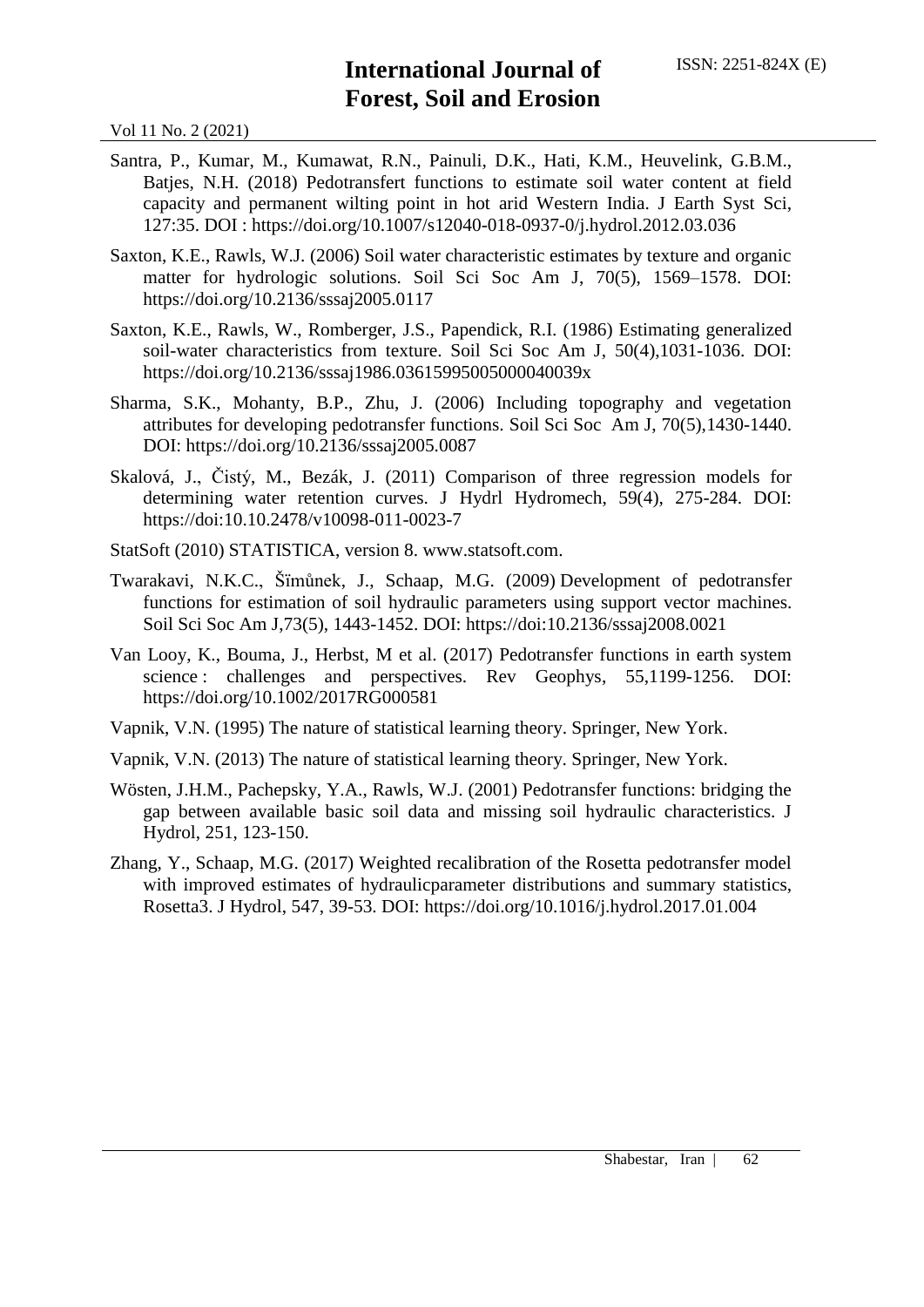Santra, P., Kumar, M., Kumawat, R.N., Painuli, D.K., Hati, K.M., Heuvelink, G.B.M., Batjes, N.H. (2018) Pedotransfert functions to estimate soil water content at field capacity and permanent wilting point in hot arid Western India. J Earth Syst Sci, 127:35. DOI : https://doi.org/10.1007/s12040-018-0937-0/j.hydrol.2012.03.036

Saxton, K.E., Rawls, W.J. (2006) Soil water characteristic estimates by texture and organic matter for hydrologic solutions. Soil Sci Soc Am J, 70(5), 1569–1578. DOI: https://doi.org/10.2136/sssaj2005.0117

Saxton, K.E., Rawls, W., Romberger, J.S., Papendick, R.I. (1986) Estimating generalized soil-water characteristics from texture. Soil Sci Soc Am J, 50(4),1031-1036. DOI: https://doi.org/10.2136/sssaj1986.03615995005000040039x

Sharma, S.K., Mohanty, B.P., Zhu, J. (2006) Including topography and vegetation attributes for developing pedotransfer functions. Soil Sci Soc Am J, 70(5),1430-1440. DOI: https://doi.org/10.2136/sssaj2005.0087

Skalová, J., Čistý, M., Bezák, J. (2011) Comparison of three regression models for determining water retention curves. J Hydrl Hydromech, 59(4), 275-284. DOI: https://doi:10.10.2478/v10098-011-0023-7

StatSoft (2010) STATISTICA, version 8. www.statsoft.com.

Twarakavi, N.K.C., Šĭmůnek, J., Schaap, M.G. (2009) Development of pedotransfer functions for estimation of soil hydraulic parameters using support vector machines. Soil Sci Soc Am J,73(5), 1443-1452. DOI: https://doi:10.2136/sssaj2008.0021

Van Looy, K., Bouma, J., Herbst, M et al. (2017) Pedotransfer functions in earth system science : challenges and perspectives. Rev Geophys, 55,1199-1256. DOI: https://doi.org/10.1002/2017RG000581

Vapnik, V.N. (1995) The nature of statistical learning theory. Springer, New York.

Vapnik, V.N. (2013) The nature of statistical learning theory. Springer, New York.

Wösten, J.H.M., Pachepsky, Y.A., Rawls, W.J. (2001) Pedotransfer functions: bridging the gap between available basic soil data and missing soil hydraulic characteristics. J Hydrol, 251, 123-150.

Zhang, Y., Schaap, M.G. (2017) Weighted recalibration of the Rosetta pedotransfer model with improved estimates of hydraulicparameter distributions and summary statistics, Rosetta3. J Hydrol, 547, 39-53. DOI: https://doi.org/10.1016/j.hydrol.2017.01.004